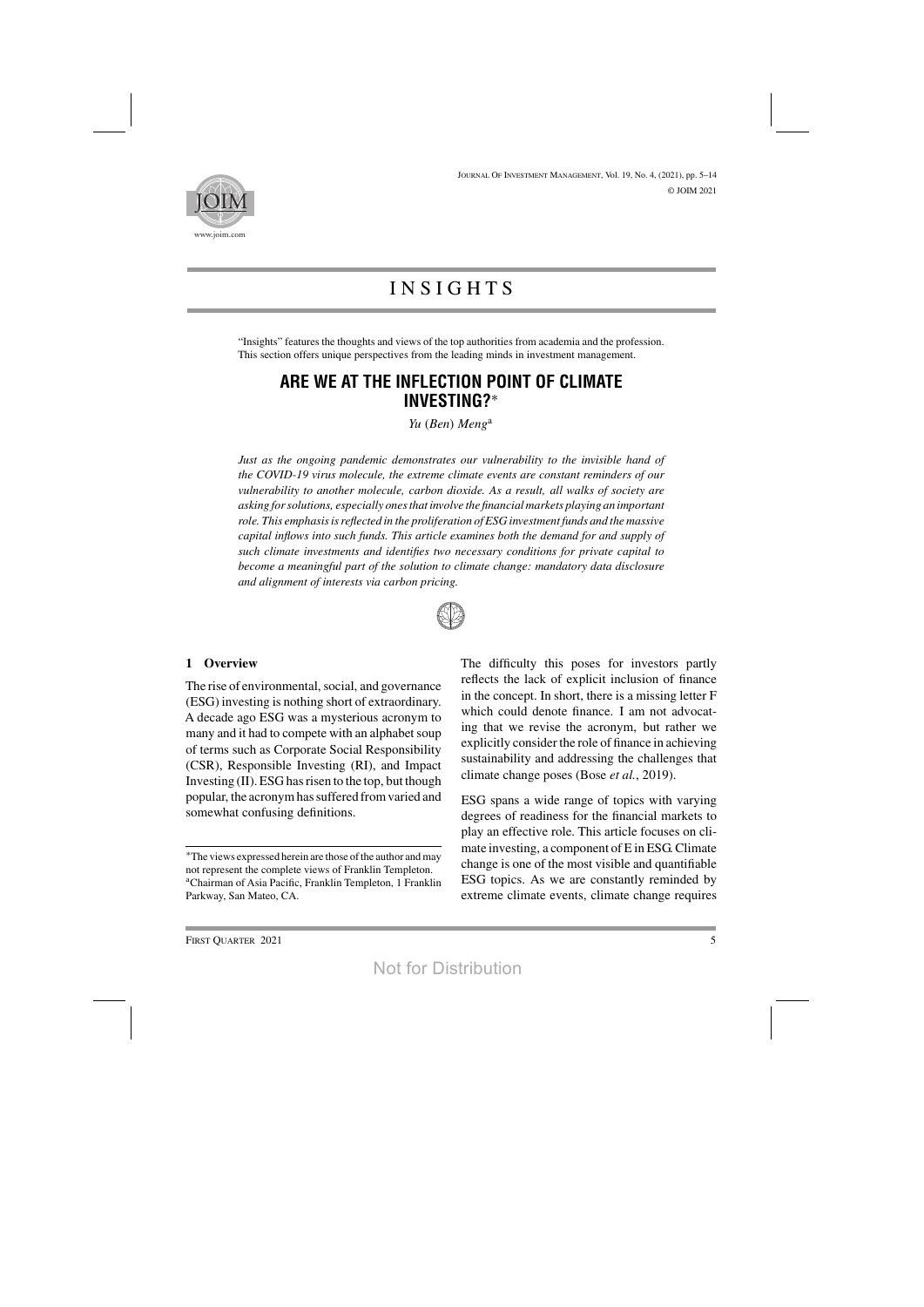# INSIGHTS

"Insights" features the thoughts and views of the top authorities from academia and the profession. This section offers unique perspectives from the leading minds in investment management.

## ARE WE AT THE INFLECTION POINT OF CLIMATE INVESTING?*

*Yu (Ben) Meng*[a]

*Just as the ongoing pandemic demonstrates our vulnerability to the invisible hand of the COVID-19 virus molecule, the extreme climate events are constant reminders of our vulnerability to another molecule, carbon dioxide. As a result, all walks of society are asking for solutions, especially ones that involve the financial markets playing an important role. This emphasis is reflected in the proliferation of ESG investment funds and the massive capital inflows into such funds. This article examines both the demand for and supply of such climate investments and identifies two necessary conditions for private capital to become a meaningful part of the solution to climate change: mandatory data disclosure and alignment of interests via carbon pricing.*

### 1 Overview

The rise of environmental, social, and governance (ESG) investing is nothing short of extraordinary. A decade ago ESG was a mysterious acronym to many and it had to compete with an alphabet soup of terms such as Corporate Social Responsibility (CSR), Responsible Investing (RI), and Impact Investing (II). ESG has risen to the top, but though popular, the acronym has suffered from varied and somewhat confusing definitions.

The difficulty this poses for investors partly reflects the lack of explicit inclusion of finance in the concept. In short, there is a missing letter F which could denote finance. I am not advocating that we revise the acronym, but rather we explicitly consider the role of finance in achieving sustainability and addressing the challenges that climate change poses (Bose *et al.*, 2019).

ESG spans a wide range of topics with varying degrees of readiness for the financial markets to play an effective role. This article focuses on climate investing, a component of E in ESG. Climate change is one of the most visible and quantifiable ESG topics. As we are constantly reminded by extreme climate events, climate change requires

*The views expressed herein are those of the author and may not represent the complete views of Franklin Templeton.
[a]Chairman of Asia Pacific, Franklin Templeton, 1 Franklin Parkway, San Mateo, CA.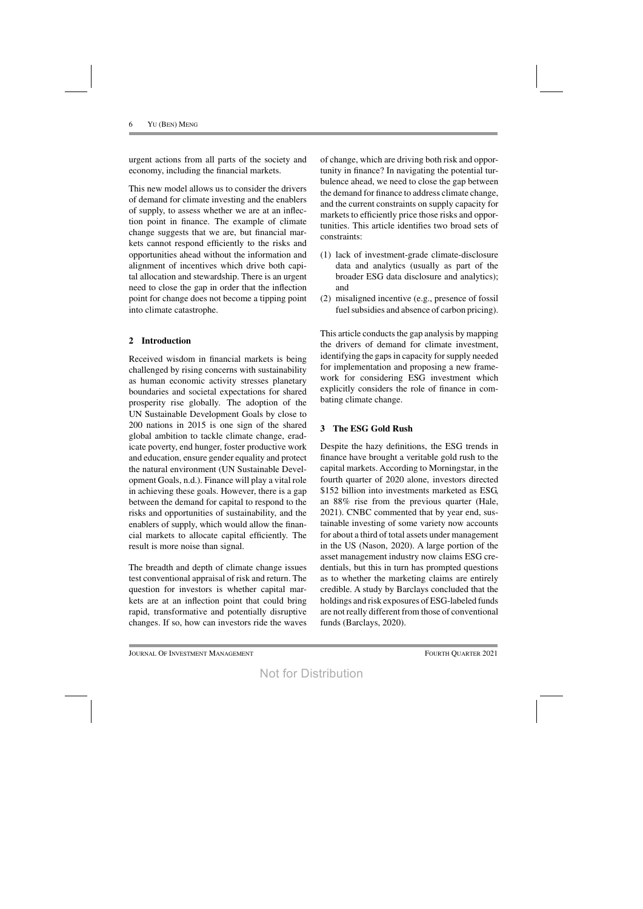urgent actions from all parts of the society and economy, including the financial markets.

This new model allows us to consider the drivers of demand for climate investing and the enablers of supply, to assess whether we are at an inflection point in finance. The example of climate change suggests that we are, but financial markets cannot respond efficiently to the risks and opportunities ahead without the information and alignment of incentives which drive both capital allocation and stewardship. There is an urgent need to close the gap in order that the inflection point for change does not become a tipping point into climate catastrophe.

## 2 Introduction

Received wisdom in financial markets is being challenged by rising concerns with sustainability as human economic activity stresses planetary boundaries and societal expectations for shared prosperity rise globally. The adoption of the UN Sustainable Development Goals by close to 200 nations in 2015 is one sign of the shared global ambition to tackle climate change, eradicate poverty, end hunger, foster productive work and education, ensure gender equality and protect the natural environment (UN Sustainable Development Goals, n.d.). Finance will play a vital role in achieving these goals. However, there is a gap between the demand for capital to respond to the risks and opportunities of sustainability, and the enablers of supply, which would allow the financial markets to allocate capital efficiently. The result is more noise than signal.

The breadth and depth of climate change issues test conventional appraisal of risk and return. The question for investors is whether capital markets are at an inflection point that could bring rapid, transformative and potentially disruptive changes. If so, how can investors ride the waves of change, which are driving both risk and opportunity in finance? In navigating the potential turbulence ahead, we need to close the gap between the demand for finance to address climate change, and the current constraints on supply capacity for markets to efficiently price those risks and opportunities. This article identifies two broad sets of constraints:

(1) lack of investment-grade climate-disclosure data and analytics (usually as part of the broader ESG data disclosure and analytics); and
(2) misaligned incentive (e.g., presence of fossil fuel subsidies and absence of carbon pricing).

This article conducts the gap analysis by mapping the drivers of demand for climate investment, identifying the gaps in capacity for supply needed for implementation and proposing a new framework for considering ESG investment which explicitly considers the role of finance in combating climate change.

## 3 The ESG Gold Rush

Despite the hazy definitions, the ESG trends in finance have brought a veritable gold rush to the capital markets. According to Morningstar, in the fourth quarter of 2020 alone, investors directed \$152 billion into investments marketed as ESG, an 88% rise from the previous quarter (Hale, 2021). CNBC commented that by year end, sustainable investing of some variety now accounts for about a third of total assets under management in the US (Nason, 2020). A large portion of the asset management industry now claims ESG credentials, but this in turn has prompted questions as to whether the marketing claims are entirely credible. A study by Barclays concluded that the holdings and risk exposures of ESG-labeled funds are not really different from those of conventional funds (Barclays, 2020).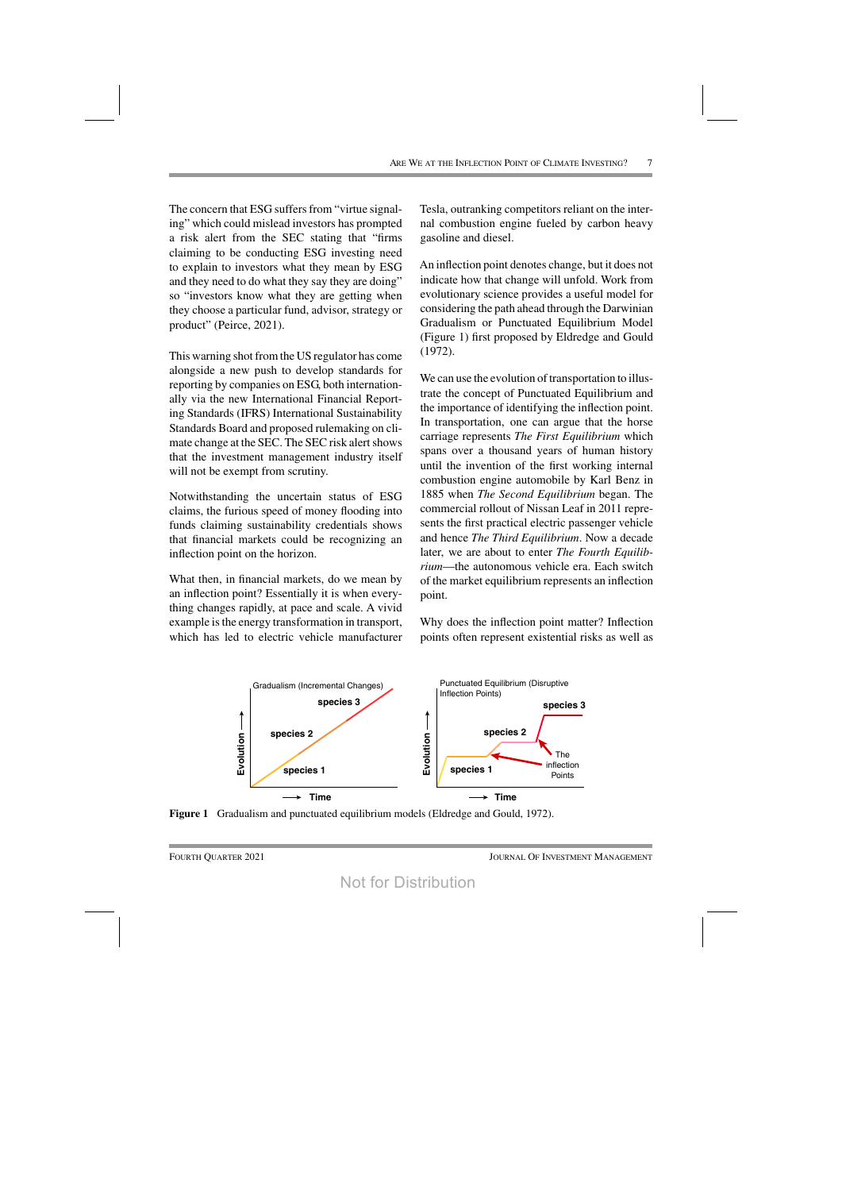The concern that ESG suffers from "virtue signaling" which could mislead investors has prompted a risk alert from the SEC stating that "firms claiming to be conducting ESG investing need to explain to investors what they mean by ESG and they need to do what they say they are doing" so "investors know what they are getting when they choose a particular fund, advisor, strategy or product" (Peirce, 2021).

This warning shot from the US regulator has come alongside a new push to develop standards for reporting by companies on ESG, both internationally via the new International Financial Reporting Standards (IFRS) International Sustainability Standards Board and proposed rulemaking on climate change at the SEC. The SEC risk alert shows that the investment management industry itself will not be exempt from scrutiny.

Notwithstanding the uncertain status of ESG claims, the furious speed of money flooding into funds claiming sustainability credentials shows that financial markets could be recognizing an inflection point on the horizon.

What then, in financial markets, do we mean by an inflection point? Essentially it is when everything changes rapidly, at pace and scale. A vivid example is the energy transformation in transport, which has led to electric vehicle manufacturer Tesla, outranking competitors reliant on the internal combustion engine fueled by carbon heavy gasoline and diesel.

An inflection point denotes change, but it does not indicate how that change will unfold. Work from evolutionary science provides a useful model for considering the path ahead through the Darwinian Gradualism or Punctuated Equilibrium Model (Figure 1) first proposed by Eldredge and Gould (1972).

We can use the evolution of transportation to illustrate the concept of Punctuated Equilibrium and the importance of identifying the inflection point. In transportation, one can argue that the horse carriage represents *The First Equilibrium* which spans over a thousand years of human history until the invention of the first working internal combustion engine automobile by Karl Benz in 1885 when *The Second Equilibrium* began. The commercial rollout of Nissan Leaf in 2011 represents the first practical electric passenger vehicle and hence *The Third Equilibrium*. Now a decade later, we are about to enter *The Fourth Equilibrium*—the autonomous vehicle era. Each switch of the market equilibrium represents an inflection point.

Why does the inflection point matter? Inflection points often represent existential risks as well as

**Figure 1** Gradualism and punctuated equilibrium models (Eldredge and Gould, 1972).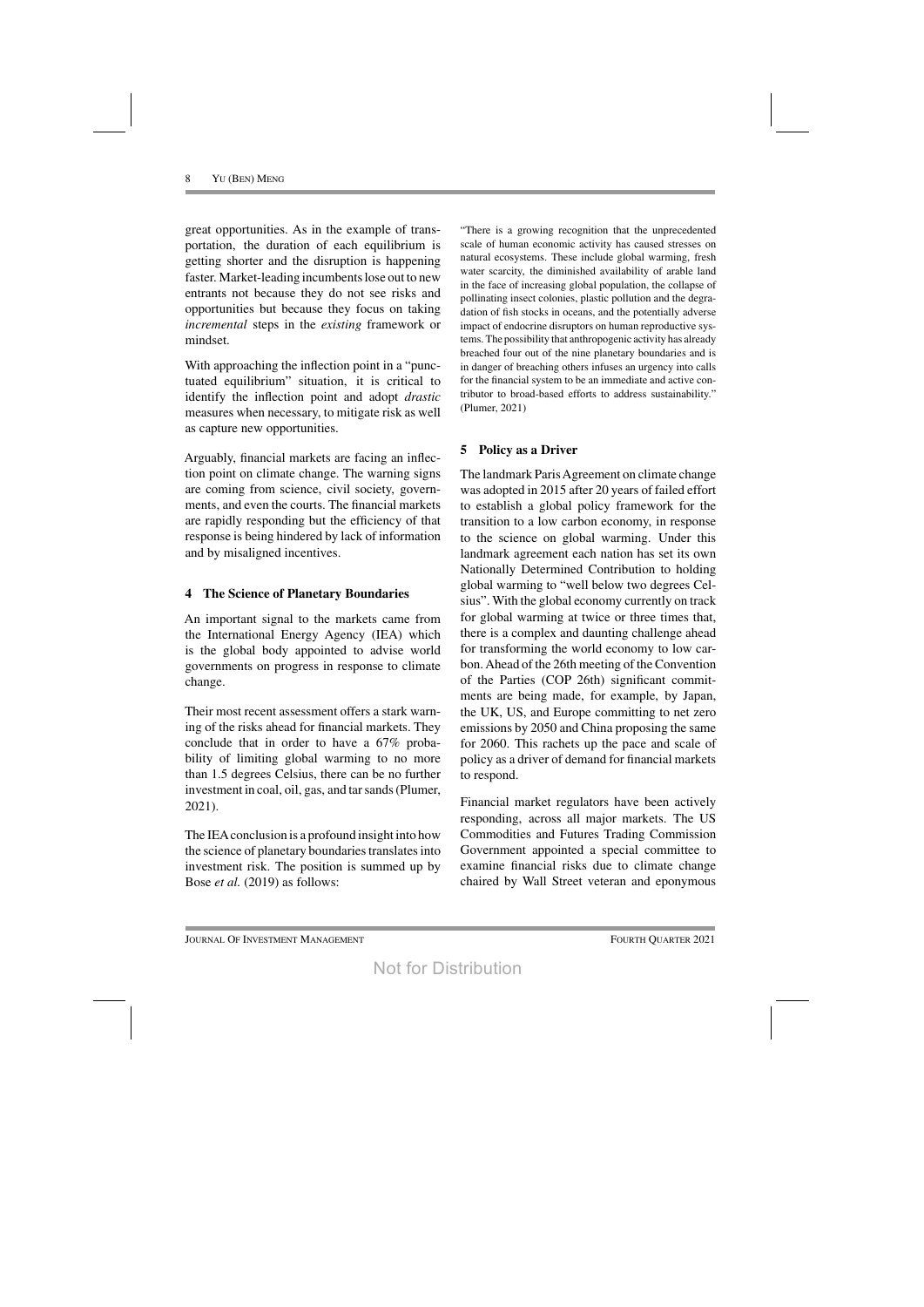great opportunities. As in the example of transportation, the duration of each equilibrium is getting shorter and the disruption is happening faster. Market-leading incumbents lose out to new entrants not because they do not see risks and opportunities but because they focus on taking *incremental* steps in the *existing* framework or mindset.

With approaching the inflection point in a "punctuated equilibrium" situation, it is critical to identify the inflection point and adopt *drastic* measures when necessary, to mitigate risk as well as capture new opportunities.

Arguably, financial markets are facing an inflection point on climate change. The warning signs are coming from science, civil society, governments, and even the courts. The financial markets are rapidly responding but the efficiency of that response is being hindered by lack of information and by misaligned incentives.

## 4 The Science of Planetary Boundaries

An important signal to the markets came from the International Energy Agency (IEA) which is the global body appointed to advise world governments on progress in response to climate change.

Their most recent assessment offers a stark warning of the risks ahead for financial markets. They conclude that in order to have a 67% probability of limiting global warming to no more than 1.5 degrees Celsius, there can be no further investment in coal, oil, gas, and tar sands (Plumer, 2021).

The IEA conclusion is a profound insight into how the science of planetary boundaries translates into investment risk. The position is summed up by Bose *et al.* (2019) as follows:

> "There is a growing recognition that the unprecedented scale of human economic activity has caused stresses on natural ecosystems. These include global warming, fresh water scarcity, the diminished availability of arable land in the face of increasing global population, the collapse of pollinating insect colonies, plastic pollution and the degradation of fish stocks in oceans, and the potentially adverse impact of endocrine disruptors on human reproductive systems. The possibility that anthropogenic activity has already breached four out of the nine planetary boundaries and is in danger of breaching others infuses an urgency into calls for the financial system to be an immediate and active contributor to broad-based efforts to address sustainability." (Plumer, 2021)

## 5 Policy as a Driver

The landmark Paris Agreement on climate change was adopted in 2015 after 20 years of failed effort to establish a global policy framework for the transition to a low carbon economy, in response to the science on global warming. Under this landmark agreement each nation has set its own Nationally Determined Contribution to holding global warming to "well below two degrees Celsius". With the global economy currently on track for global warming at twice or three times that, there is a complex and daunting challenge ahead for transforming the world economy to low carbon. Ahead of the 26th meeting of the Convention of the Parties (COP 26th) significant commitments are being made, for example, by Japan, the UK, US, and Europe committing to net zero emissions by 2050 and China proposing the same for 2060. This rachets up the pace and scale of policy as a driver of demand for financial markets to respond.

Financial market regulators have been actively responding, across all major markets. The US Commodities and Futures Trading Commission Government appointed a special committee to examine financial risks due to climate change chaired by Wall Street veteran and eponymous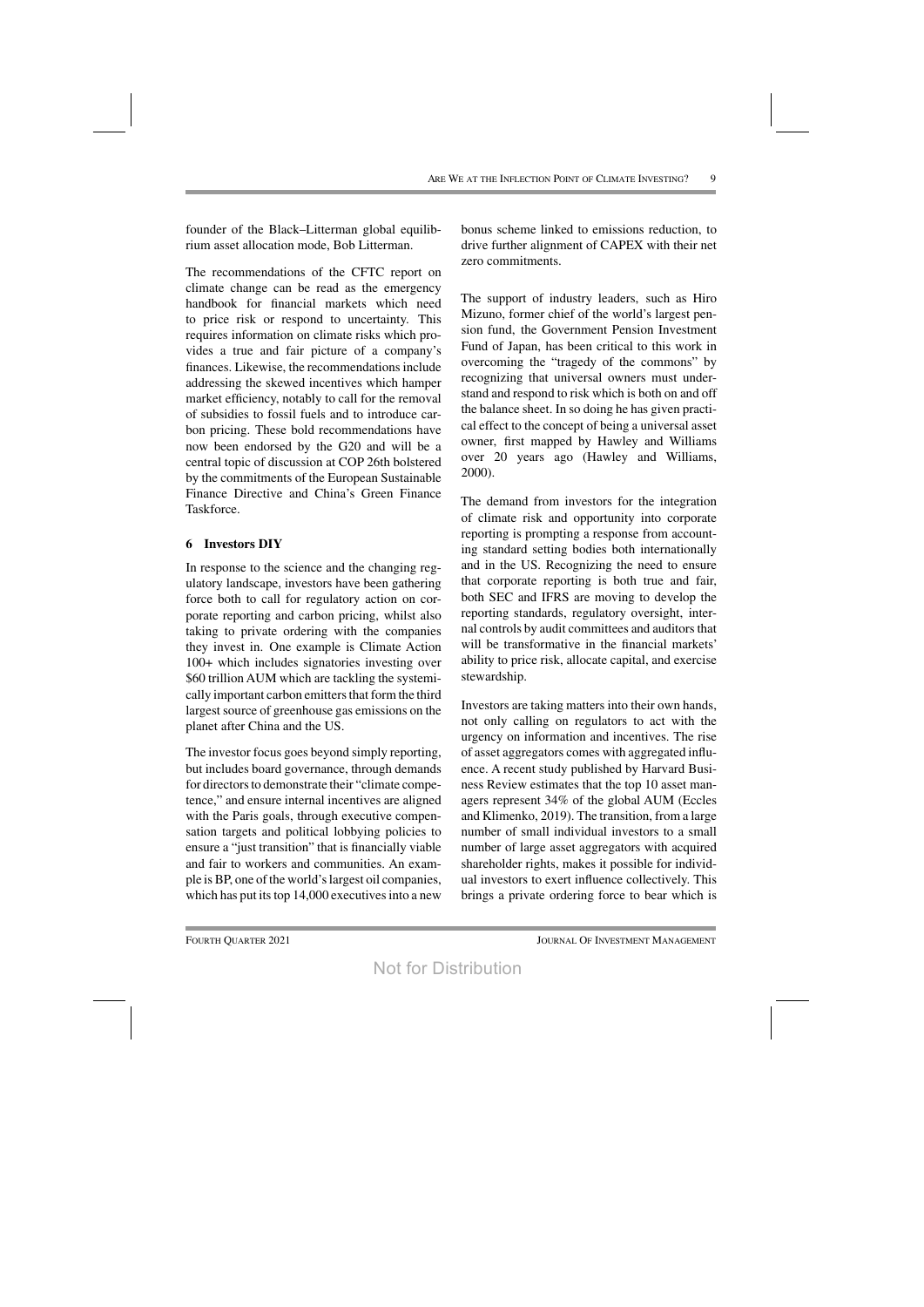founder of the Black–Litterman global equilibrium asset allocation mode, Bob Litterman.

The recommendations of the CFTC report on climate change can be read as the emergency handbook for financial markets which need to price risk or respond to uncertainty. This requires information on climate risks which provides a true and fair picture of a company's finances. Likewise, the recommendations include addressing the skewed incentives which hamper market efficiency, notably to call for the removal of subsidies to fossil fuels and to introduce carbon pricing. These bold recommendations have now been endorsed by the G20 and will be a central topic of discussion at COP 26th bolstered by the commitments of the European Sustainable Finance Directive and China's Green Finance Taskforce.

## 6 Investors DIY

In response to the science and the changing regulatory landscape, investors have been gathering force both to call for regulatory action on corporate reporting and carbon pricing, whilst also taking to private ordering with the companies they invest in. One example is Climate Action 100+ which includes signatories investing over \$60 trillion AUM which are tackling the systemically important carbon emitters that form the third largest source of greenhouse gas emissions on the planet after China and the US.

The investor focus goes beyond simply reporting, but includes board governance, through demands for directors to demonstrate their "climate competence," and ensure internal incentives are aligned with the Paris goals, through executive compensation targets and political lobbying policies to ensure a "just transition" that is financially viable and fair to workers and communities. An example is BP, one of the world's largest oil companies, which has put its top 14,000 executives into a new bonus scheme linked to emissions reduction, to drive further alignment of CAPEX with their net zero commitments.

The support of industry leaders, such as Hiro Mizuno, former chief of the world's largest pension fund, the Government Pension Investment Fund of Japan, has been critical to this work in overcoming the "tragedy of the commons" by recognizing that universal owners must understand and respond to risk which is both on and off the balance sheet. In so doing he has given practical effect to the concept of being a universal asset owner, first mapped by Hawley and Williams over 20 years ago (Hawley and Williams, 2000).

The demand from investors for the integration of climate risk and opportunity into corporate reporting is prompting a response from accounting standard setting bodies both internationally and in the US. Recognizing the need to ensure that corporate reporting is both true and fair, both SEC and IFRS are moving to develop the reporting standards, regulatory oversight, internal controls by audit committees and auditors that will be transformative in the financial markets' ability to price risk, allocate capital, and exercise stewardship.

Investors are taking matters into their own hands, not only calling on regulators to act with the urgency on information and incentives. The rise of asset aggregators comes with aggregated influence. A recent study published by Harvard Business Review estimates that the top 10 asset managers represent 34% of the global AUM (Eccles and Klimenko, 2019). The transition, from a large number of small individual investors to a small number of large asset aggregators with acquired shareholder rights, makes it possible for individual investors to exert influence collectively. This brings a private ordering force to bear which is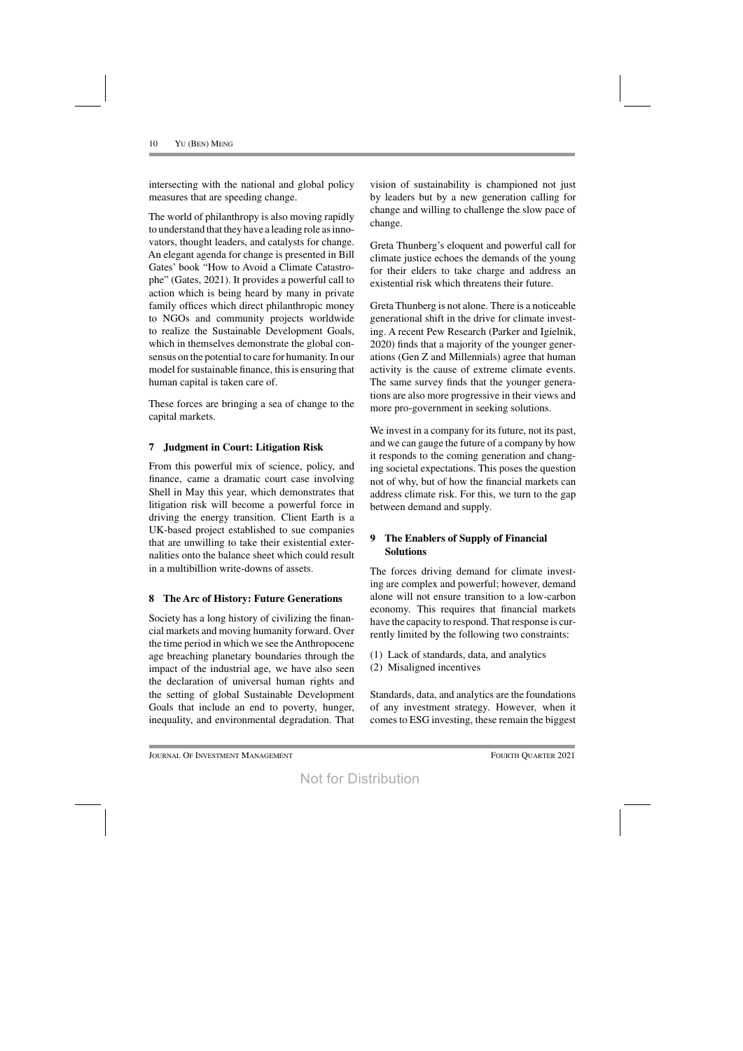intersecting with the national and global policy measures that are speeding change.

The world of philanthropy is also moving rapidly to understand that they have a leading role as innovators, thought leaders, and catalysts for change. An elegant agenda for change is presented in Bill Gates' book "How to Avoid a Climate Catastrophe" (Gates, 2021). It provides a powerful call to action which is being heard by many in private family offices which direct philanthropic money to NGOs and community projects worldwide to realize the Sustainable Development Goals, which in themselves demonstrate the global consensus on the potential to care for humanity. In our model for sustainable finance, this is ensuring that human capital is taken care of.

These forces are bringing a sea of change to the capital markets.

## 7 Judgment in Court: Litigation Risk

From this powerful mix of science, policy, and finance, came a dramatic court case involving Shell in May this year, which demonstrates that litigation risk will become a powerful force in driving the energy transition. Client Earth is a UK-based project established to sue companies that are unwilling to take their existential externalities onto the balance sheet which could result in a multibillion write-downs of assets.

## 8 The Arc of History: Future Generations

Society has a long history of civilizing the financial markets and moving humanity forward. Over the time period in which we see the Anthropocene age breaching planetary boundaries through the impact of the industrial age, we have also seen the declaration of universal human rights and the setting of global Sustainable Development Goals that include an end to poverty, hunger, inequality, and environmental degradation. That vision of sustainability is championed not just by leaders but by a new generation calling for change and willing to challenge the slow pace of change.

Greta Thunberg's eloquent and powerful call for climate justice echoes the demands of the young for their elders to take charge and address an existential risk which threatens their future.

Greta Thunberg is not alone. There is a noticeable generational shift in the drive for climate investing. A recent Pew Research (Parker and Igielnik, 2020) finds that a majority of the younger generations (Gen Z and Millennials) agree that human activity is the cause of extreme climate events. The same survey finds that the younger generations are also more progressive in their views and more pro-government in seeking solutions.

We invest in a company for its future, not its past, and we can gauge the future of a company by how it responds to the coming generation and changing societal expectations. This poses the question not of why, but of how the financial markets can address climate risk. For this, we turn to the gap between demand and supply.

## 9 The Enablers of Supply of Financial Solutions

The forces driving demand for climate investing are complex and powerful; however, demand alone will not ensure transition to a low-carbon economy. This requires that financial markets have the capacity to respond. That response is currently limited by the following two constraints:

(1) Lack of standards, data, and analytics
(2) Misaligned incentives

Standards, data, and analytics are the foundations of any investment strategy. However, when it comes to ESG investing, these remain the biggest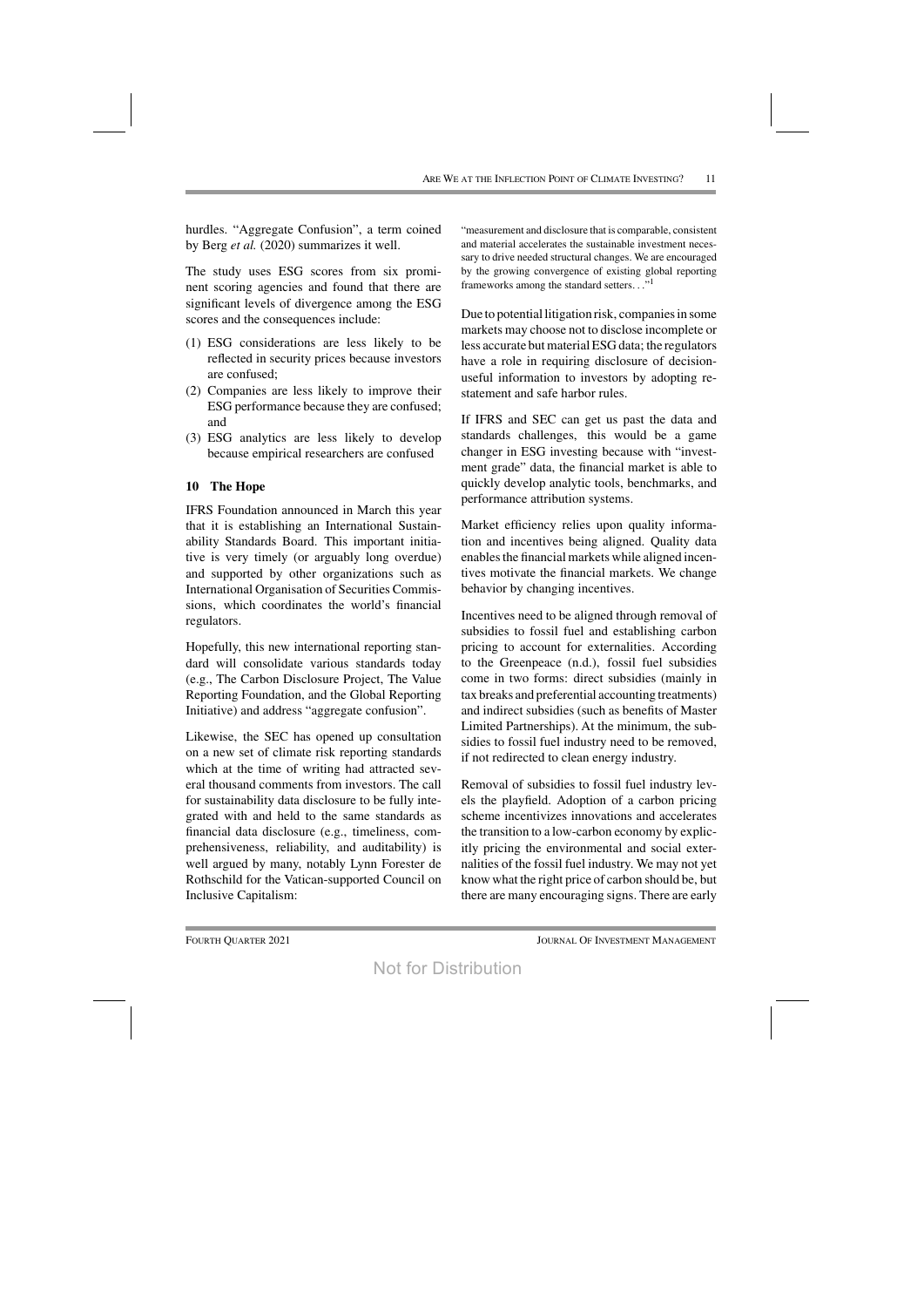hurdles. "Aggregate Confusion", a term coined by Berg *et al.* (2020) summarizes it well.

The study uses ESG scores from six prominent scoring agencies and found that there are significant levels of divergence among the ESG scores and the consequences include:

(1) ESG considerations are less likely to be reflected in security prices because investors are confused;
(2) Companies are less likely to improve their ESG performance because they are confused; and
(3) ESG analytics are less likely to develop because empirical researchers are confused

## 10 The Hope

IFRS Foundation announced in March this year that it is establishing an International Sustainability Standards Board. This important initiative is very timely (or arguably long overdue) and supported by other organizations such as International Organisation of Securities Commissions, which coordinates the world's financial regulators.

Hopefully, this new international reporting standard will consolidate various standards today (e.g., The Carbon Disclosure Project, The Value Reporting Foundation, and the Global Reporting Initiative) and address "aggregate confusion".

Likewise, the SEC has opened up consultation on a new set of climate risk reporting standards which at the time of writing had attracted several thousand comments from investors. The call for sustainability data disclosure to be fully integrated with and held to the same standards as financial data disclosure (e.g., timeliness, comprehensiveness, reliability, and auditability) is well argued by many, notably Lynn Forester de Rothschild for the Vatican-supported Council on Inclusive Capitalism:

> "measurement and disclosure that is comparable, consistent and material accelerates the sustainable investment necessary to drive needed structural changes. We are encouraged by the growing convergence of existing global reporting frameworks among the standard setters..."[1]

Due to potential litigation risk, companies in some markets may choose not to disclose incomplete or less accurate but material ESG data; the regulators have a role in requiring disclosure of decision-useful information to investors by adopting restatement and safe harbor rules.

If IFRS and SEC can get us past the data and standards challenges, this would be a game changer in ESG investing because with "investment grade" data, the financial market is able to quickly develop analytic tools, benchmarks, and performance attribution systems.

Market efficiency relies upon quality information and incentives being aligned. Quality data enables the financial markets while aligned incentives motivate the financial markets. We change behavior by changing incentives.

Incentives need to be aligned through removal of subsidies to fossil fuel and establishing carbon pricing to account for externalities. According to the Greenpeace (n.d.), fossil fuel subsidies come in two forms: direct subsidies (mainly in tax breaks and preferential accounting treatments) and indirect subsidies (such as benefits of Master Limited Partnerships). At the minimum, the subsidies to fossil fuel industry need to be removed, if not redirected to clean energy industry.

Removal of subsidies to fossil fuel industry levels the playfield. Adoption of a carbon pricing scheme incentivizes innovations and accelerates the transition to a low-carbon economy by explicitly pricing the environmental and social externalities of the fossil fuel industry. We may not yet know what the right price of carbon should be, but there are many encouraging signs. There are early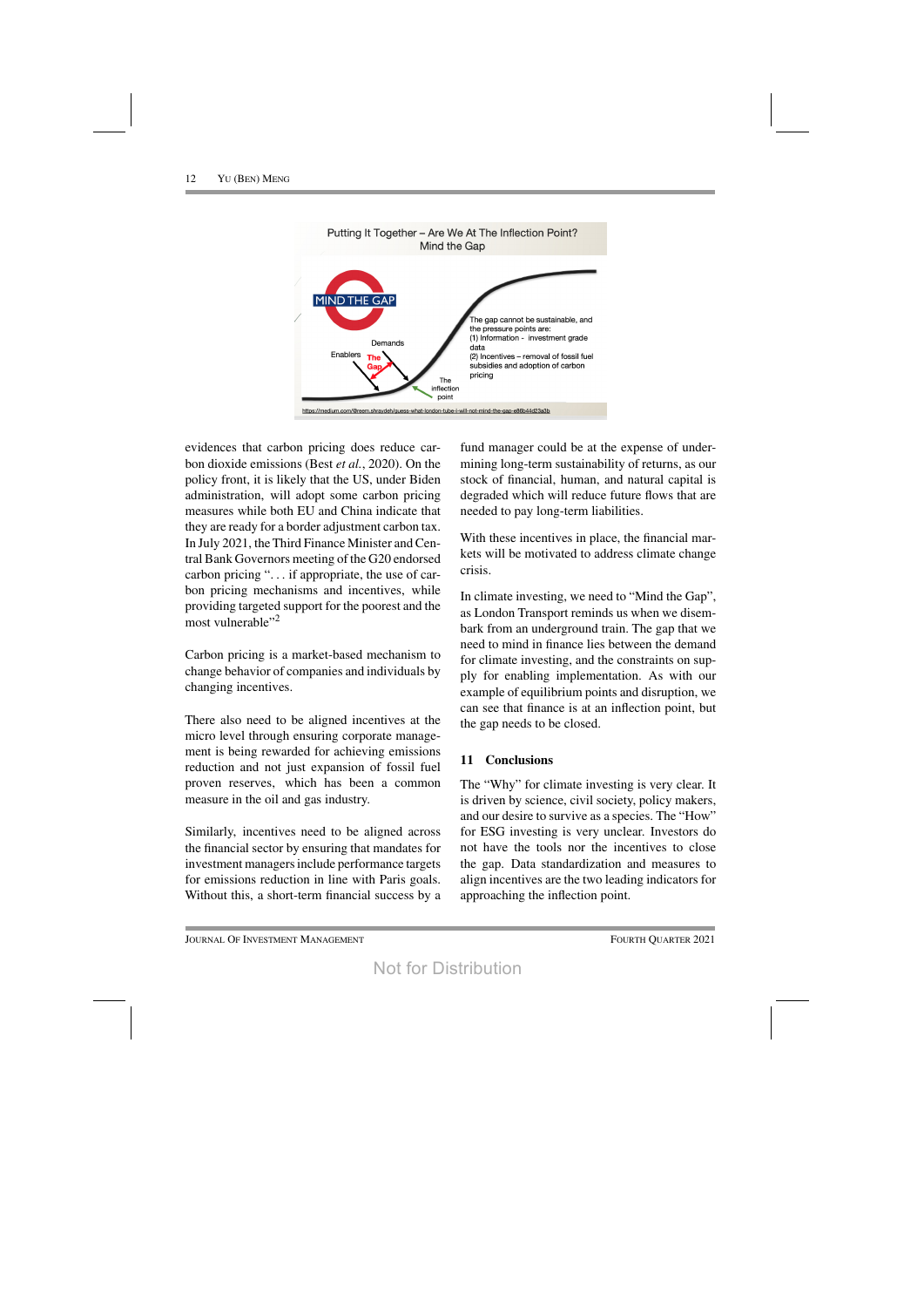evidences that carbon pricing does reduce carbon dioxide emissions (Best *et al.*, 2020). On the policy front, it is likely that the US, under Biden administration, will adopt some carbon pricing measures while both EU and China indicate that they are ready for a border adjustment carbon tax. In July 2021, the Third Finance Minister and Central Bank Governors meeting of the G20 endorsed carbon pricing "... if appropriate, the use of carbon pricing mechanisms and incentives, while providing targeted support for the poorest and the most vulnerable"[2]

Carbon pricing is a market-based mechanism to change behavior of companies and individuals by changing incentives.

There also need to be aligned incentives at the micro level through ensuring corporate management is being rewarded for achieving emissions reduction and not just expansion of fossil fuel proven reserves, which has been a common measure in the oil and gas industry.

Similarly, incentives need to be aligned across the financial sector by ensuring that mandates for investment managers include performance targets for emissions reduction in line with Paris goals. Without this, a short-term financial success by a fund manager could be at the expense of undermining long-term sustainability of returns, as our stock of financial, human, and natural capital is degraded which will reduce future flows that are needed to pay long-term liabilities.

With these incentives in place, the financial markets will be motivated to address climate change crisis.

In climate investing, we need to "Mind the Gap", as London Transport reminds us when we disembark from an underground train. The gap that we need to mind in finance lies between the demand for climate investing, and the constraints on supply for enabling implementation. As with our example of equilibrium points and disruption, we can see that finance is at an inflection point, but the gap needs to be closed.

## 11 Conclusions

The "Why" for climate investing is very clear. It is driven by science, civil society, policy makers, and our desire to survive as a species. The "How" for ESG investing is very unclear. Investors do not have the tools nor the incentives to close the gap. Data standardization and measures to align incentives are the two leading indicators for approaching the inflection point.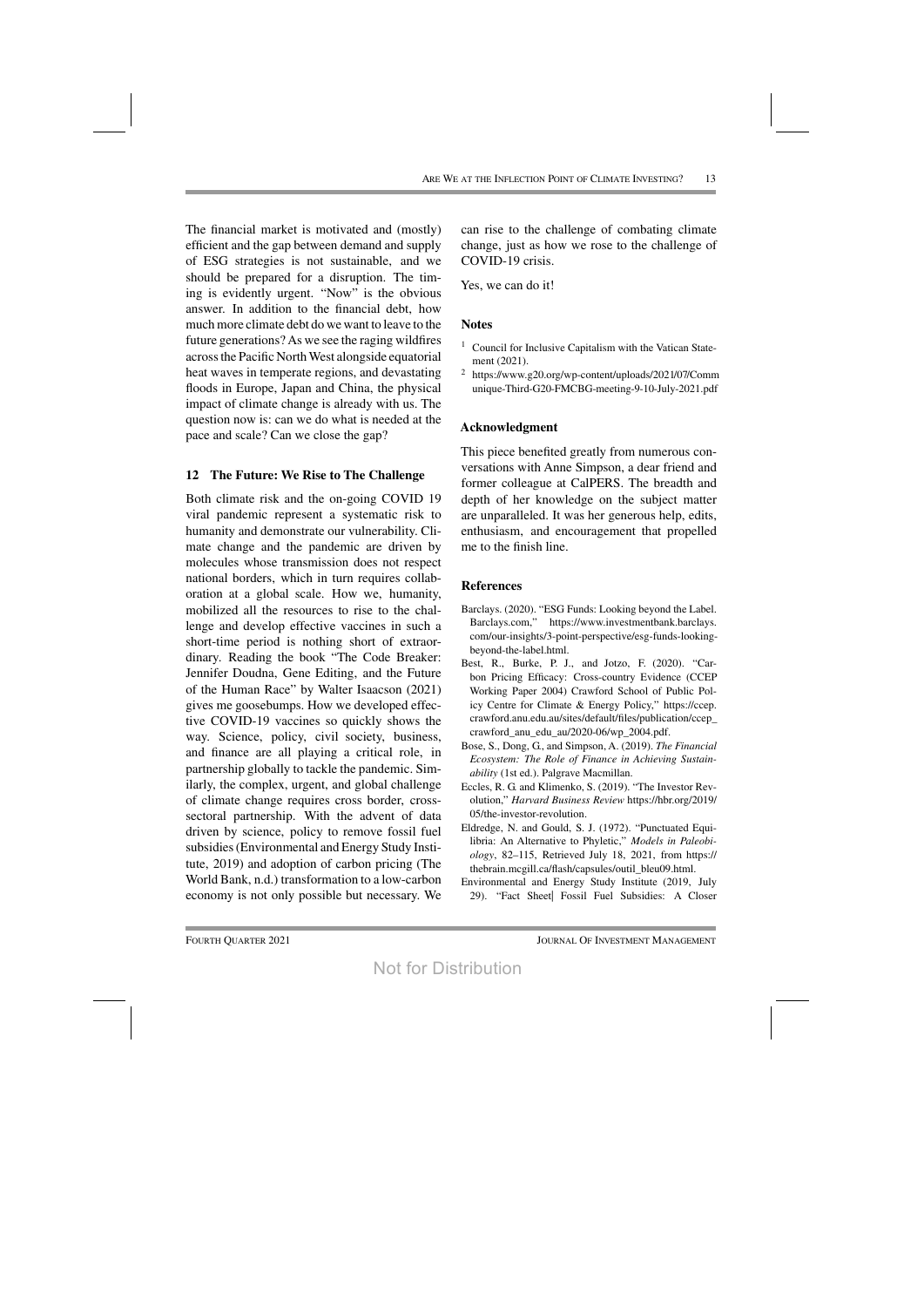The financial market is motivated and (mostly) efficient and the gap between demand and supply of ESG strategies is not sustainable, and we should be prepared for a disruption. The timing is evidently urgent. "Now" is the obvious answer. In addition to the financial debt, how much more climate debt do we want to leave to the future generations? As we see the raging wildfires across the Pacific North West alongside equatorial heat waves in temperate regions, and devastating floods in Europe, Japan and China, the physical impact of climate change is already with us. The question now is: can we do what is needed at the pace and scale? Can we close the gap?

## 12 The Future: We Rise to The Challenge

Both climate risk and the on-going COVID 19 viral pandemic represent a systematic risk to humanity and demonstrate our vulnerability. Climate change and the pandemic are driven by molecules whose transmission does not respect national borders, which in turn requires collaboration at a global scale. How we, humanity, mobilized all the resources to rise to the challenge and develop effective vaccines in such a short-time period is nothing short of extraordinary. Reading the book "The Code Breaker: Jennifer Doudna, Gene Editing, and the Future of the Human Race" by Walter Isaacson (2021) gives me goosebumps. How we developed effective COVID-19 vaccines so quickly shows the way. Science, policy, civil society, business, and finance are all playing a critical role, in partnership globally to tackle the pandemic. Similarly, the complex, urgent, and global challenge of climate change requires cross border, cross-sectoral partnership. With the advent of data driven by science, policy to remove fossil fuel subsidies (Environmental and Energy Study Institute, 2019) and adoption of carbon pricing (The World Bank, n.d.) transformation to a low-carbon economy is not only possible but necessary. We can rise to the challenge of combating climate change, just as how we rose to the challenge of COVID-19 crisis.

Yes, we can do it!

### Notes

[1] Council for Inclusive Capitalism with the Vatican Statement (2021).

[2] https://www.g20.org/wp-content/uploads/2021/07/Communique-Third-G20-FMCBG-meeting-9-10-July-2021.pdf

### Acknowledgment

This piece benefited greatly from numerous conversations with Anne Simpson, a dear friend and former colleague at CalPERS. The breadth and depth of her knowledge on the subject matter are unparalleled. It was her generous help, edits, enthusiasm, and encouragement that propelled me to the finish line.

### References

Barclays. (2020). "ESG Funds: Looking beyond the Label. Barclays.com," https://www.investmentbank.barclays.com/our-insights/3-point-perspective/esg-funds-looking-beyond-the-label.html.

Best, R., Burke, P. J., and Jotzo, F. (2020). "Carbon Pricing Efficacy: Cross-country Evidence (CCEP Working Paper 2004) Crawford School of Public Policy Centre for Climate & Energy Policy," https://ccep.crawford.anu.edu.au/sites/default/files/publication/ccep_crawford_anu_edu_au/2020-06/wp_2004.pdf.

Bose, S., Dong, G., and Simpson, A. (2019). *The Financial Ecosystem: The Role of Finance in Achieving Sustainability* (1st ed.). Palgrave Macmillan.

Eccles, R. G. and Klimenko, S. (2019). "The Investor Revolution," *Harvard Business Review* https://hbr.org/2019/05/the-investor-revolution.

Eldredge, N. and Gould, S. J. (1972). "Punctuated Equilibria: An Alternative to Phyletic," *Models in Paleobiology*, 82–115, Retrieved July 18, 2021, from https://thebrain.mcgill.ca/flash/capsules/outil_bleu09.html.

Environmental and Energy Study Institute (2019, July 29). "Fact Sheet| Fossil Fuel Subsidies: A Closer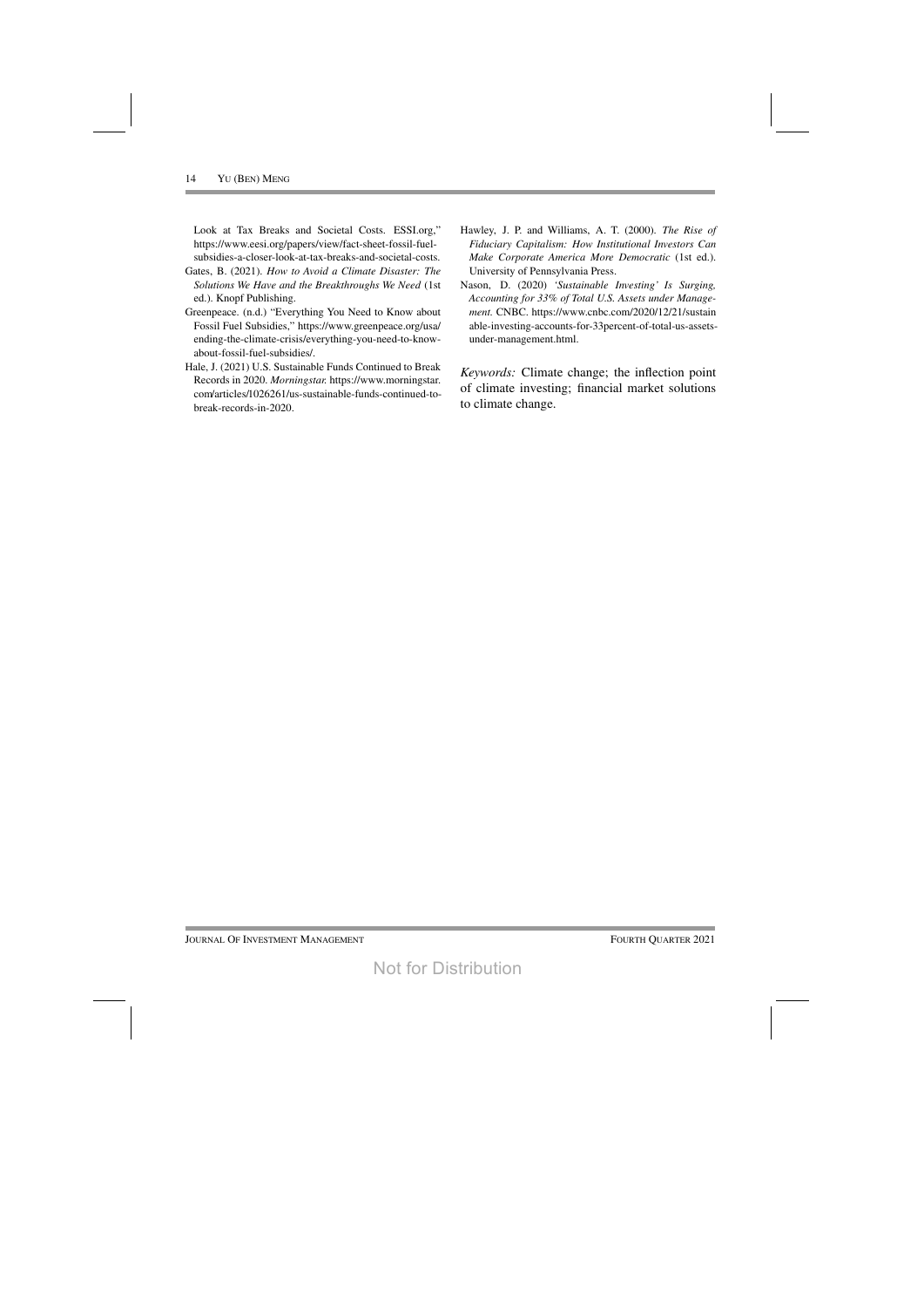Look at Tax Breaks and Societal Costs. ESSI.org," https://www.eesi.org/papers/view/fact-sheet-fossil-fuel-subsidies-a-closer-look-at-tax-breaks-and-societal-costs.

Gates, B. (2021). *How to Avoid a Climate Disaster: The Solutions We Have and the Breakthroughs We Need* (1st ed.). Knopf Publishing.

Greenpeace. (n.d.) "Everything You Need to Know about Fossil Fuel Subsidies," https://www.greenpeace.org/usa/ending-the-climate-crisis/everything-you-need-to-know-about-fossil-fuel-subsidies/.

Hale, J. (2021) U.S. Sustainable Funds Continued to Break Records in 2020. *Morningstar.* https://www.morningstar.com/articles/1026261/us-sustainable-funds-continued-to-break-records-in-2020.

Hawley, J. P. and Williams, A. T. (2000). *The Rise of Fiduciary Capitalism: How Institutional Investors Can Make Corporate America More Democratic* (1st ed.). University of Pennsylvania Press.

Nason, D. (2020) *'Sustainable Investing' Is Surging, Accounting for 33% of Total U.S. Assets under Management.* CNBC. https://www.cnbc.com/2020/12/21/sustainable-investing-accounts-for-33percent-of-total-us-assets-under-management.html.

*Keywords:* Climate change; the inflection point of climate investing; financial market solutions to climate change.